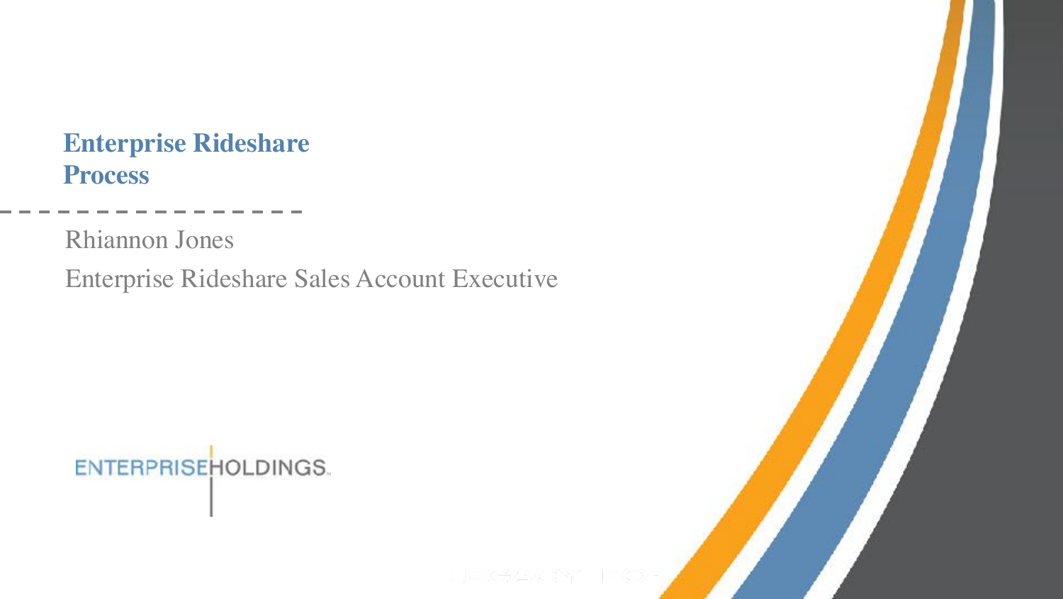# Enterprise Rideshare Process

Rhiannon Jones

Enterprise Rideshare Sales Account Executive

ENTERPRISEHOLDINGS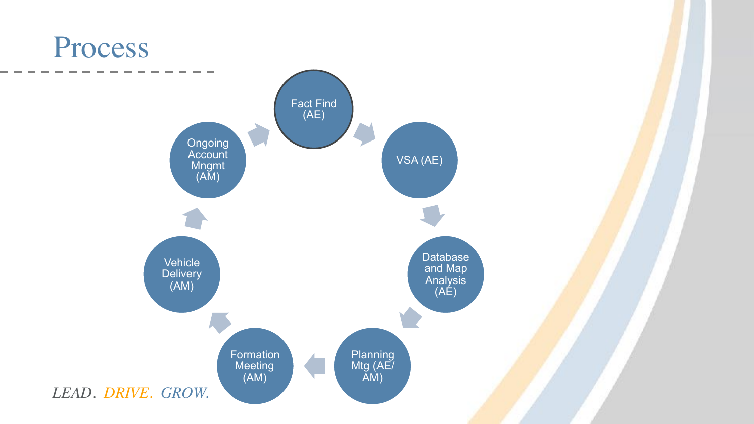# Process

- Fact Find (AE)
- VSA (AE)
- Database and Map Analysis (AE)
- Planning Mtg (AE/ AM)
- Formation Meeting (AM)
- Vehicle Delivery (AM)
- Ongoing Account Mngmt (AM)

*LEAD. DRIVE. GROW.*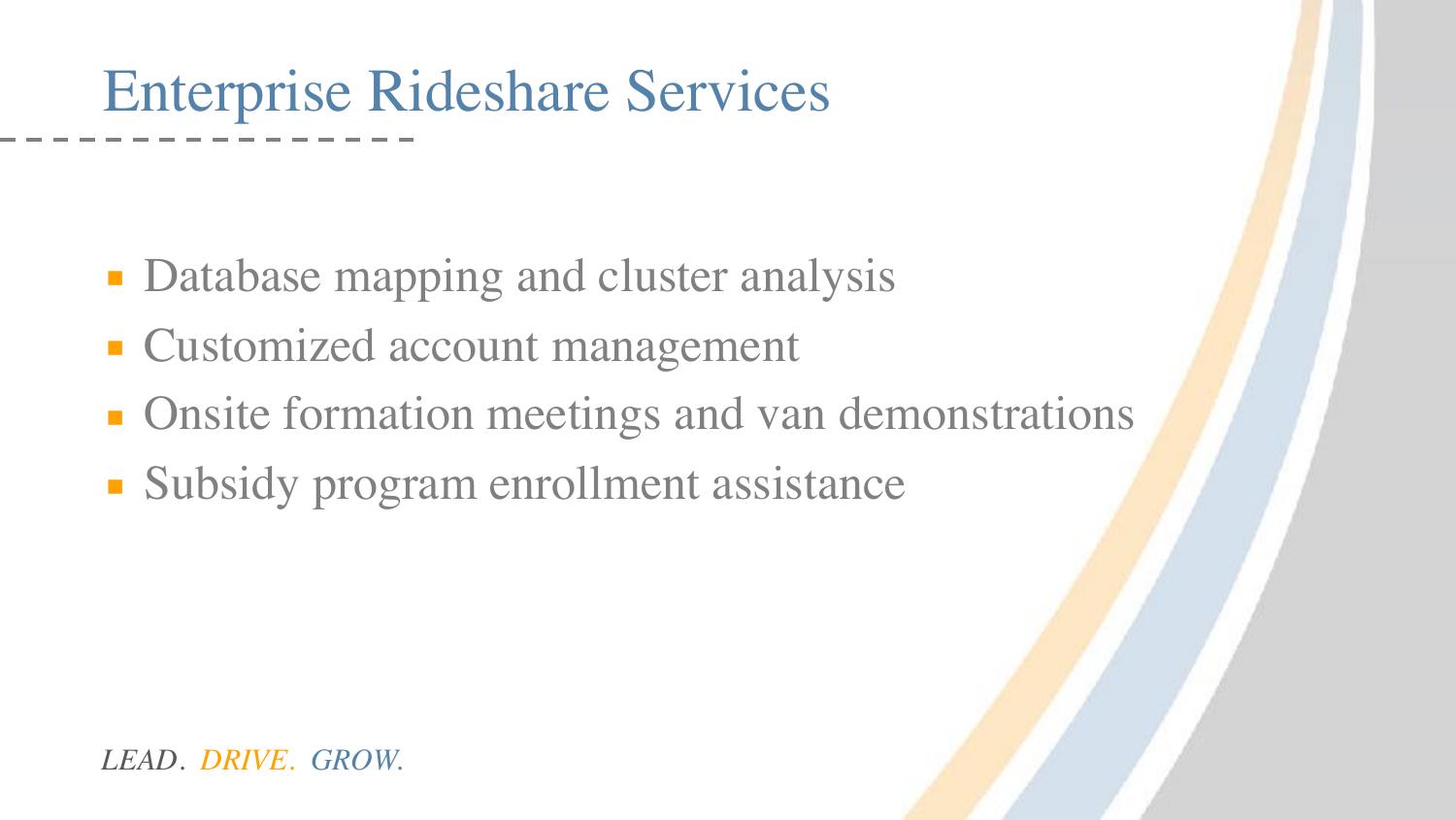# Enterprise Rideshare Services

- Database mapping and cluster analysis
- Customized account management
- Onsite formation meetings and van demonstrations
- Subsidy program enrollment assistance

*LEAD. DRIVE. GROW.*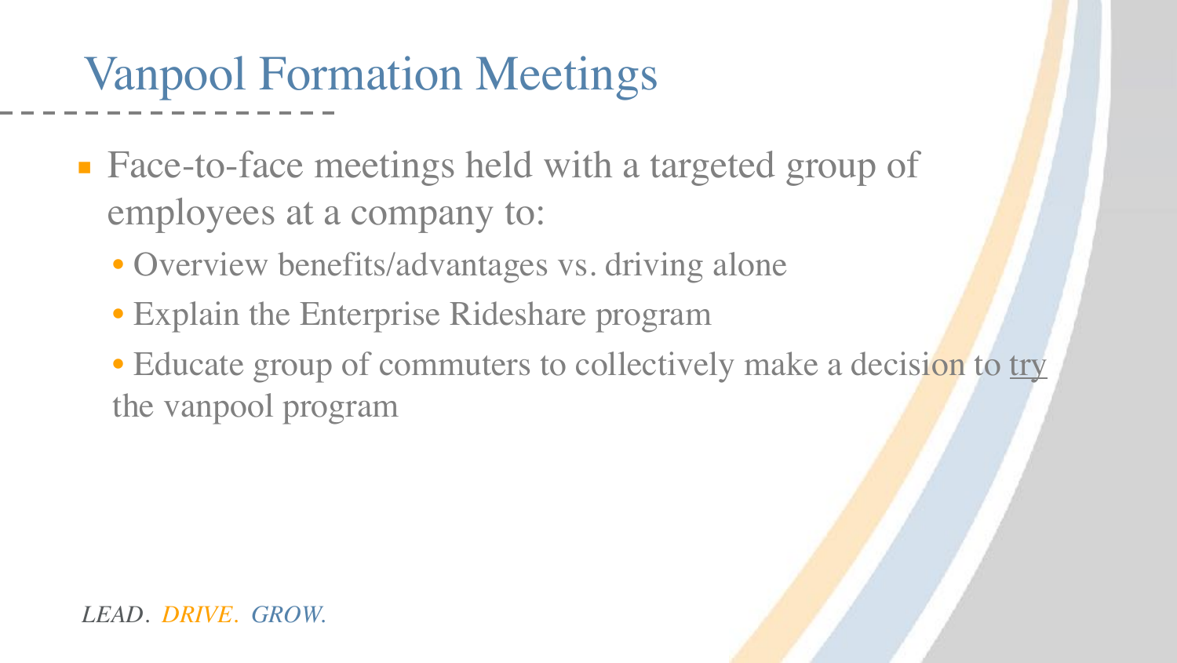# Vanpool Formation Meetings

- Face-to-face meetings held with a targeted group of employees at a company to:
  - Overview benefits/advantages vs. driving alone
  - Explain the Enterprise Rideshare program
  - Educate group of commuters to collectively make a decision to <u>try</u> the vanpool program

*LEAD. DRIVE. GROW.*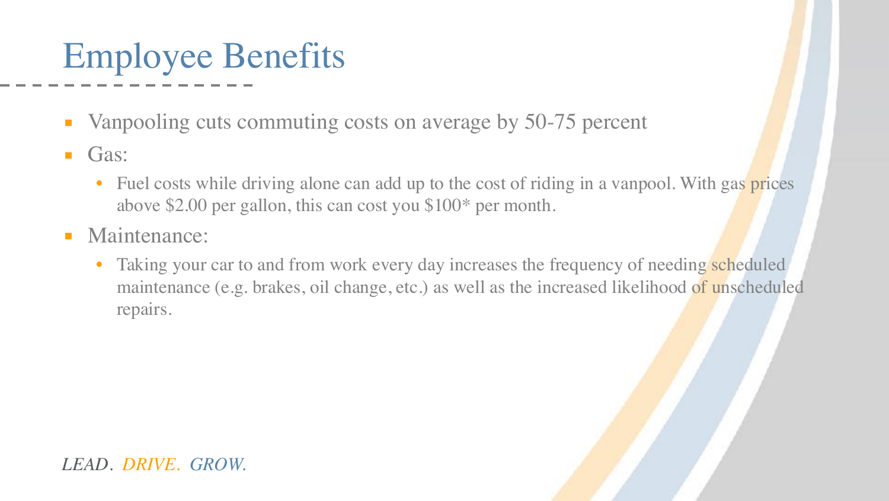# Employee Benefits

- Vanpooling cuts commuting costs on average by 50-75 percent
- Gas:
  - Fuel costs while driving alone can add up to the cost of riding in a vanpool. With gas prices above $2.00 per gallon, this can cost you $100* per month.
- Maintenance:
  - Taking your car to and from work every day increases the frequency of needing scheduled maintenance (e.g. brakes, oil change, etc.) as well as the increased likelihood of unscheduled repairs.

*LEAD. DRIVE. GROW.*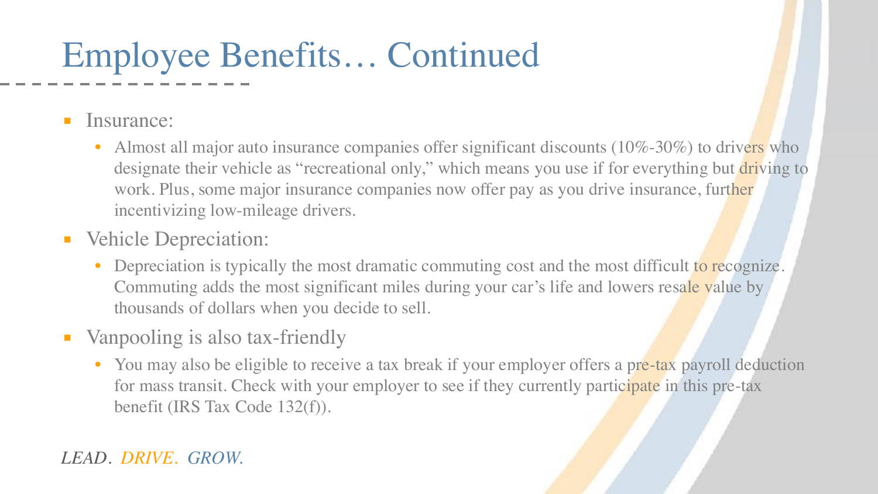# Employee Benefits… Continued

- Insurance:
  - Almost all major auto insurance companies offer significant discounts (10%-30%) to drivers who designate their vehicle as "recreational only," which means you use if for everything but driving to work. Plus, some major insurance companies now offer pay as you drive insurance, further incentivizing low-mileage drivers.
- Vehicle Depreciation:
  - Depreciation is typically the most dramatic commuting cost and the most difficult to recognize. Commuting adds the most significant miles during your car's life and lowers resale value by thousands of dollars when you decide to sell.
- Vanpooling is also tax-friendly
  - You may also be eligible to receive a tax break if your employer offers a pre-tax payroll deduction for mass transit. Check with your employer to see if they currently participate in this pre-tax benefit (IRS Tax Code 132(f)).

*LEAD. DRIVE. GROW.*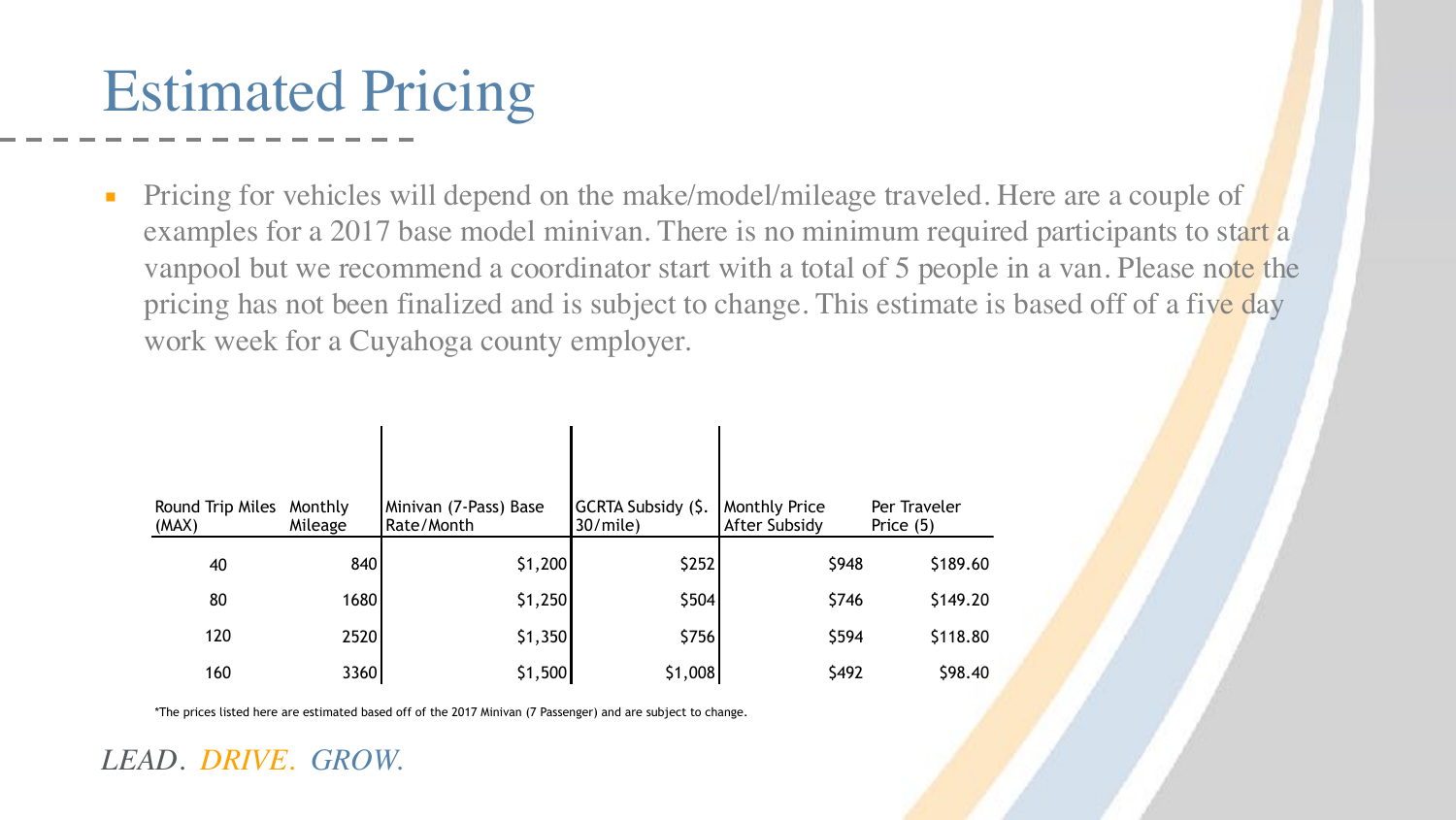# Estimated Pricing

- Pricing for vehicles will depend on the make/model/mileage traveled. Here are a couple of examples for a 2017 base model minivan. There is no minimum required participants to start a vanpool but we recommend a coordinator start with a total of 5 people in a van. Please note the pricing has not been finalized and is subject to change. This estimate is based off of a five day work week for a Cuyahoga county employer.

| Round Trip Miles (MAX) | Monthly Mileage | Minivan (7-Pass) Base Rate/Month | GCRTA Subsidy ($. 30/mile) | Monthly Price After Subsidy | Per Traveler Price (5) |
|---|---|---|---|---|---|
| 40 | 840 | $1,200 | $252 | $948 | $189.60 |
| 80 | 1680 | $1,250 | $504 | $746 | $149.20 |
| 120 | 2520 | $1,350 | $756 | $594 | $118.80 |
| 160 | 3360 | $1,500 | $1,008 | $492 | $98.40 |

*The prices listed here are estimated based off of the 2017 Minivan (7 Passenger) and are subject to change.

*LEAD. DRIVE. GROW.*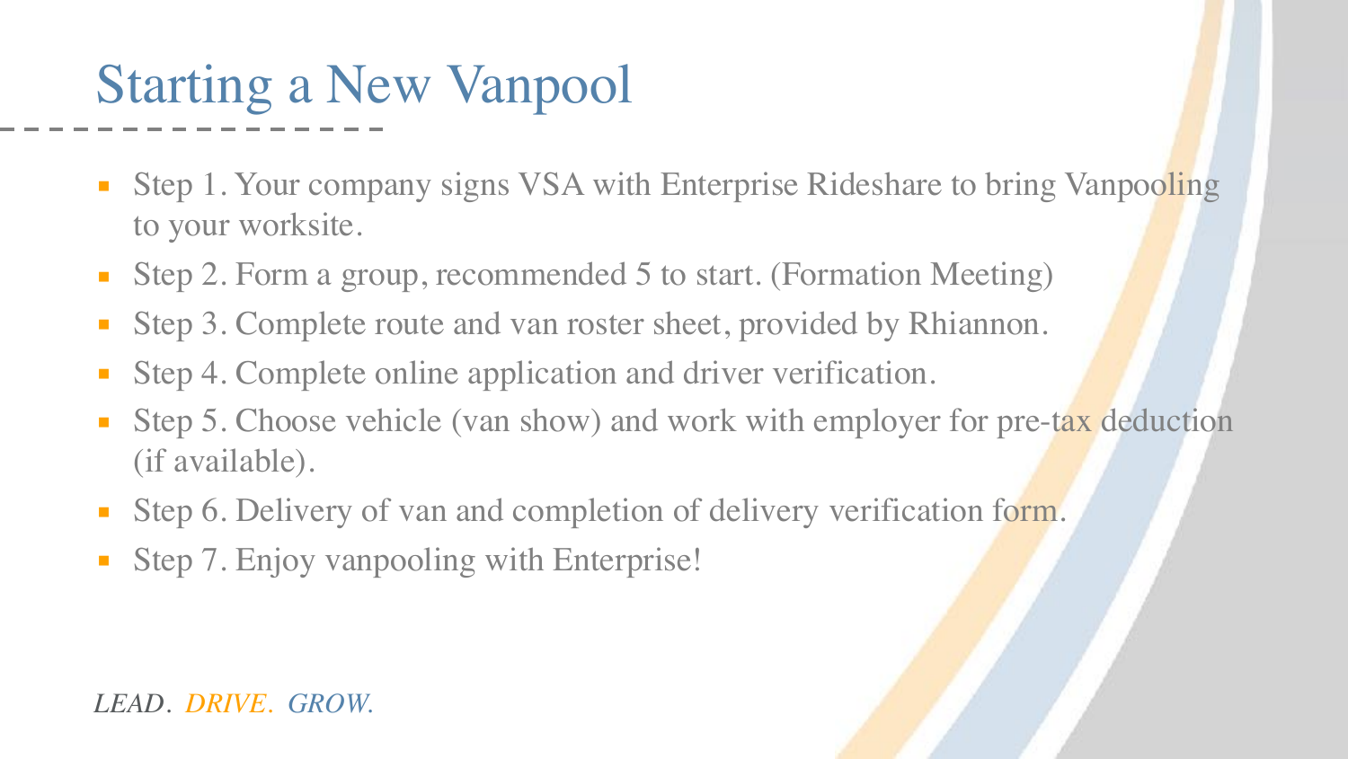# Starting a New Vanpool

- Step 1. Your company signs VSA with Enterprise Rideshare to bring Vanpooling to your worksite.
- Step 2. Form a group, recommended 5 to start. (Formation Meeting)
- Step 3. Complete route and van roster sheet, provided by Rhiannon.
- Step 4. Complete online application and driver verification.
- Step 5. Choose vehicle (van show) and work with employer for pre-tax deduction (if available).
- Step 6. Delivery of van and completion of delivery verification form.
- Step 7. Enjoy vanpooling with Enterprise!

*LEAD. DRIVE. GROW.*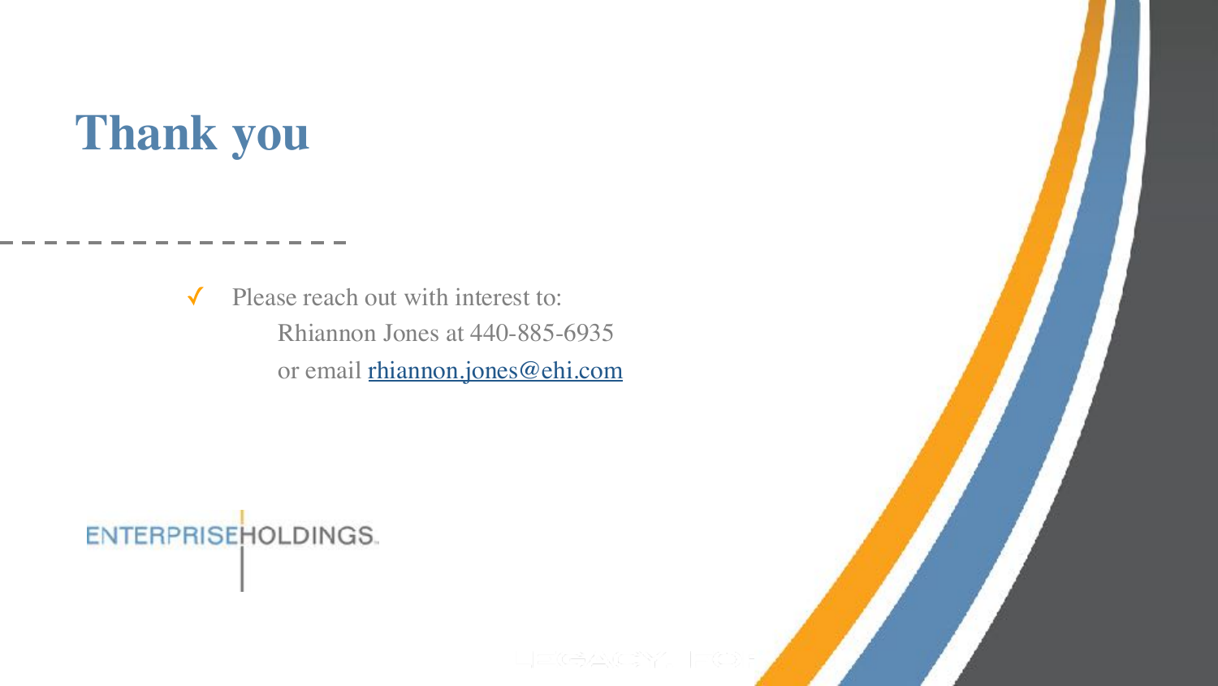# Thank you

- ✓ Please reach out with interest to:
  Rhiannon Jones at 440-885-6935
  or email rhiannon.jones@ehi.com

ENTERPRISEHOLDINGS.